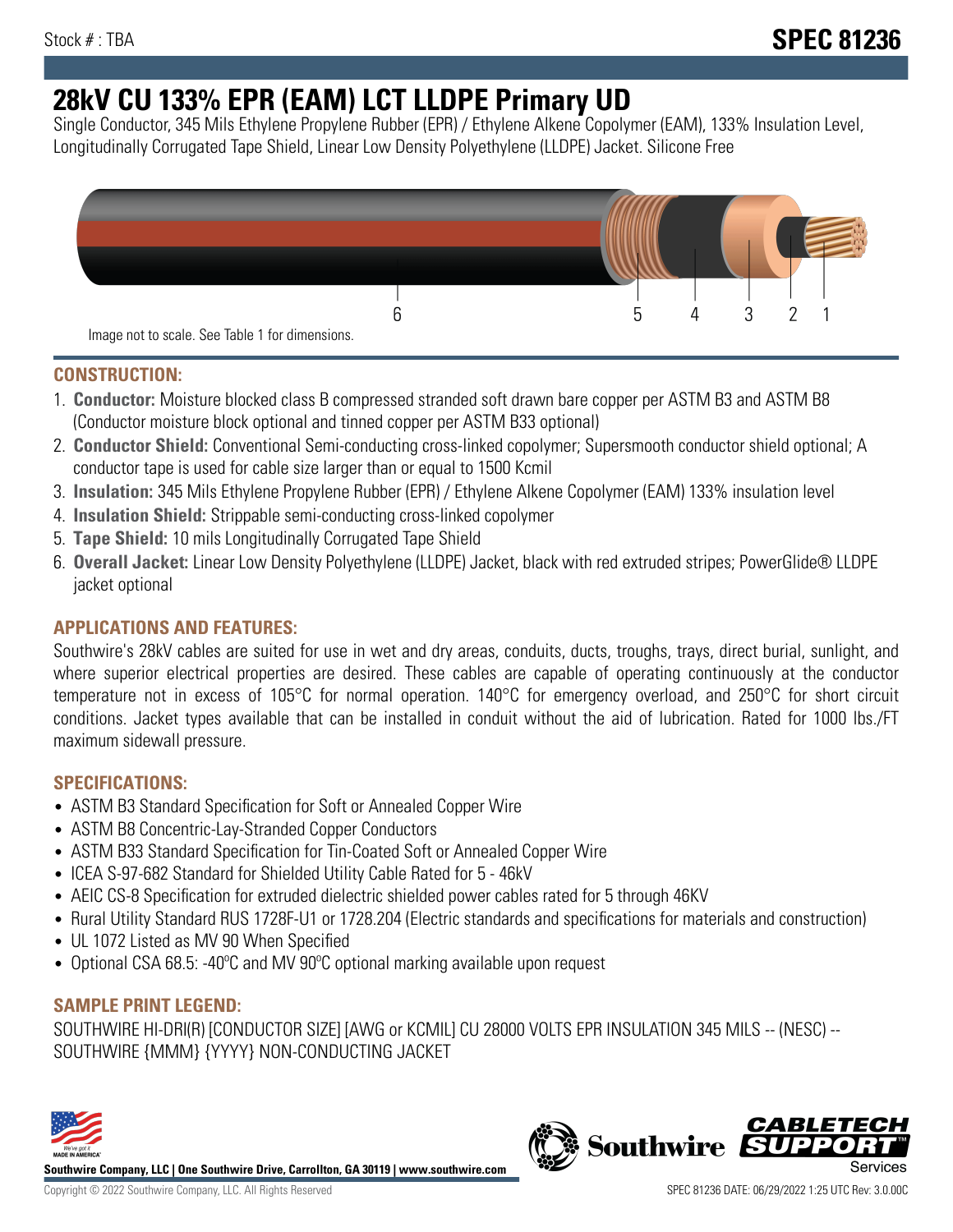Stock # : TBA

**SPEC 81236**

# 28kV CU 133% EPR (EAM) LCT LLDPE Primary UD

Single Conductor, 345 Mils Ethylene Propylene Rubber (EPR) / Ethylene Alkene Copolymer (EAM), 133% Insulation Level, Longitudinally Corrugated Tape Shield, Linear Low Density Polyethylene (LLDPE) Jacket. Silicone Free

6 5 4 3 2 1

Image not to scale. See Table 1 for dimensions.

## CONSTRUCTION:

1. **Conductor:** Moisture blocked class B compressed stranded soft drawn bare copper per ASTM B3 and ASTM B8 (Conductor moisture block optional and tinned copper per ASTM B33 optional)
2. **Conductor Shield:** Conventional Semi-conducting cross-linked copolymer; Supersmooth conductor shield optional; A conductor tape is used for cable size larger than or equal to 1500 Kcmil
3. **Insulation:** 345 Mils Ethylene Propylene Rubber (EPR) / Ethylene Alkene Copolymer (EAM) 133% insulation level
4. **Insulation Shield:** Strippable semi-conducting cross-linked copolymer
5. **Tape Shield:** 10 mils Longitudinally Corrugated Tape Shield
6. **Overall Jacket:** Linear Low Density Polyethylene (LLDPE) Jacket, black with red extruded stripes; PowerGlide® LLDPE jacket optional

## APPLICATIONS AND FEATURES:

Southwire's 28kV cables are suited for use in wet and dry areas, conduits, ducts, troughs, trays, direct burial, sunlight, and where superior electrical properties are desired. These cables are capable of operating continuously at the conductor temperature not in excess of 105°C for normal operation. 140°C for emergency overload, and 250°C for short circuit conditions. Jacket types available that can be installed in conduit without the aid of lubrication. Rated for 1000 lbs./FT maximum sidewall pressure.

## SPECIFICATIONS:

- ASTM B3 Standard Specification for Soft or Annealed Copper Wire
- ASTM B8 Concentric-Lay-Stranded Copper Conductors
- ASTM B33 Standard Specification for Tin-Coated Soft or Annealed Copper Wire
- ICEA S-97-682 Standard for Shielded Utility Cable Rated for 5 - 46kV
- AEIC CS-8 Specification for extruded dielectric shielded power cables rated for 5 through 46KV
- Rural Utility Standard RUS 1728F-U1 or 1728.204 (Electric standards and specifications for materials and construction)
- UL 1072 Listed as MV 90 When Specified
- Optional CSA 68.5: -40ºC and MV 90ºC optional marking available upon request

## SAMPLE PRINT LEGEND:

SOUTHWIRE HI-DRI(R) [CONDUCTOR SIZE] [AWG or KCMIL] CU 28000 VOLTS EPR INSULATION 345 MILS -- (NESC) -- SOUTHWIRE {MMM} {YYYY} NON-CONDUCTING JACKET

**Southwire Company, LLC | One Southwire Drive, Carrollton, GA 30119 | www.southwire.com**

Copyright © 2022 Southwire Company, LLC. All Rights Reserved

SPEC 81236 DATE: 06/29/2022 1:25 UTC Rev: 3.0.00C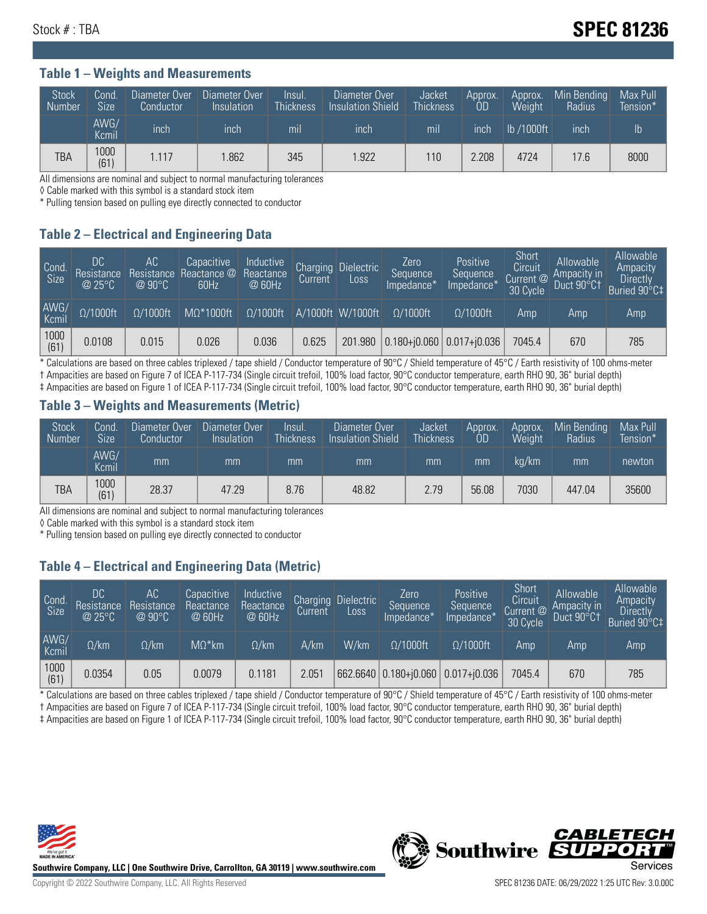Stock # : TBA

# SPEC 81236

## Table 1 – Weights and Measurements

| Stock Number | Cond. Size | Diameter Over Conductor | Diameter Over Insulation | Insul. Thickness | Diameter Over Insulation Shield | Jacket Thickness | Approx. OD | Approx. Weight | Min Bending Radius | Max Pull Tension* |
|---|---|---|---|---|---|---|---|---|---|---|
| | AWG/ Kcmil | inch | inch | mil | inch | mil | inch | lb /1000ft | inch | lb |
| TBA | 1000 (61) | 1.117 | 1.862 | 345 | 1.922 | 110 | 2.208 | 4724 | 17.6 | 8000 |

All dimensions are nominal and subject to normal manufacturing tolerances

◊ Cable marked with this symbol is a standard stock item

* Pulling tension based on pulling eye directly connected to conductor

## Table 2 – Electrical and Engineering Data

| Cond. Size | DC Resistance @ 25°C | AC Resistance @ 90°C | Capacitive Reactance @ 60Hz | Inductive Reactance @ 60Hz | Charging Current | Dielectric Loss | Zero Sequence Impedance* | Positive Sequence Impedance* | Short Circuit Current @ 30 Cycle | Allowable Ampacity in Duct 90°C† | Allowable Ampacity Directly Buried 90°C‡ |
|---|---|---|---|---|---|---|---|---|---|---|---|
| AWG/ Kcmil | Ω/1000ft | Ω/1000ft | MΩ*1000ft | Ω/1000ft | A/1000ft | W/1000ft | Ω/1000ft | Ω/1000ft | Amp | Amp | Amp |
| 1000 (61) | 0.0108 | 0.015 | 0.026 | 0.036 | 0.625 | 201.980 | 0.180+j0.060 | 0.017+j0.036 | 7045.4 | 670 | 785 |

* Calculations are based on three cables triplexed / tape shield / Conductor temperature of 90°C / Shield temperature of 45°C / Earth resistivity of 100 ohms-meter

† Ampacities are based on Figure 7 of ICEA P-117-734 (Single circuit trefoil, 100% load factor, 90°C conductor temperature, earth RHO 90, 36" burial depth)

‡ Ampacities are based on Figure 1 of ICEA P-117-734 (Single circuit trefoil, 100% load factor, 90°C conductor temperature, earth RHO 90, 36" burial depth)

## Table 3 – Weights and Measurements (Metric)

| Stock Number | Cond. Size | Diameter Over Conductor | Diameter Over Insulation | Insul. Thickness | Diameter Over Insulation Shield | Jacket Thickness | Approx. OD | Approx. Weight | Min Bending Radius | Max Pull Tension* |
|---|---|---|---|---|---|---|---|---|---|---|
| | AWG/ Kcmil | mm | mm | mm | mm | mm | mm | kg/km | mm | newton |
| TBA | 1000 (61) | 28.37 | 47.29 | 8.76 | 48.82 | 2.79 | 56.08 | 7030 | 447.04 | 35600 |

All dimensions are nominal and subject to normal manufacturing tolerances

◊ Cable marked with this symbol is a standard stock item

* Pulling tension based on pulling eye directly connected to conductor

## Table 4 – Electrical and Engineering Data (Metric)

| Cond. Size | DC Resistance @ 25°C | AC Resistance @ 90°C | Capacitive Reactance @ 60Hz | Inductive Reactance @ 60Hz | Charging Current | Dielectric Loss | Zero Sequence Impedance* | Positive Sequence Impedance* | Short Circuit Current @ 30 Cycle | Allowable Ampacity in Duct 90°C† | Allowable Ampacity Directly Buried 90°C‡ |
|---|---|---|---|---|---|---|---|---|---|---|---|
| AWG/ Kcmil | Ω/km | Ω/km | MΩ*km | Ω/km | A/km | W/km | Ω/1000ft | Ω/1000ft | Amp | Amp | Amp |
| 1000 (61) | 0.0354 | 0.05 | 0.0079 | 0.1181 | 2.051 | 662.6640 | 0.180+j0.060 | 0.017+j0.036 | 7045.4 | 670 | 785 |

* Calculations are based on three cables triplexed / tape shield / Conductor temperature of 90°C / Shield temperature of 45°C / Earth resistivity of 100 ohms-meter

† Ampacities are based on Figure 7 of ICEA P-117-734 (Single circuit trefoil, 100% load factor, 90°C conductor temperature, earth RHO 90, 36" burial depth)

‡ Ampacities are based on Figure 1 of ICEA P-117-734 (Single circuit trefoil, 100% load factor, 90°C conductor temperature, earth RHO 90, 36" burial depth)

Southwire Company, LLC | One Southwire Drive, Carrollton, GA 30119 | www.southwire.com

Copyright © 2022 Southwire Company, LLC. All Rights Reserved

SPEC 81236 DATE: 06/29/2022 1:25 UTC Rev: 3.0.00C